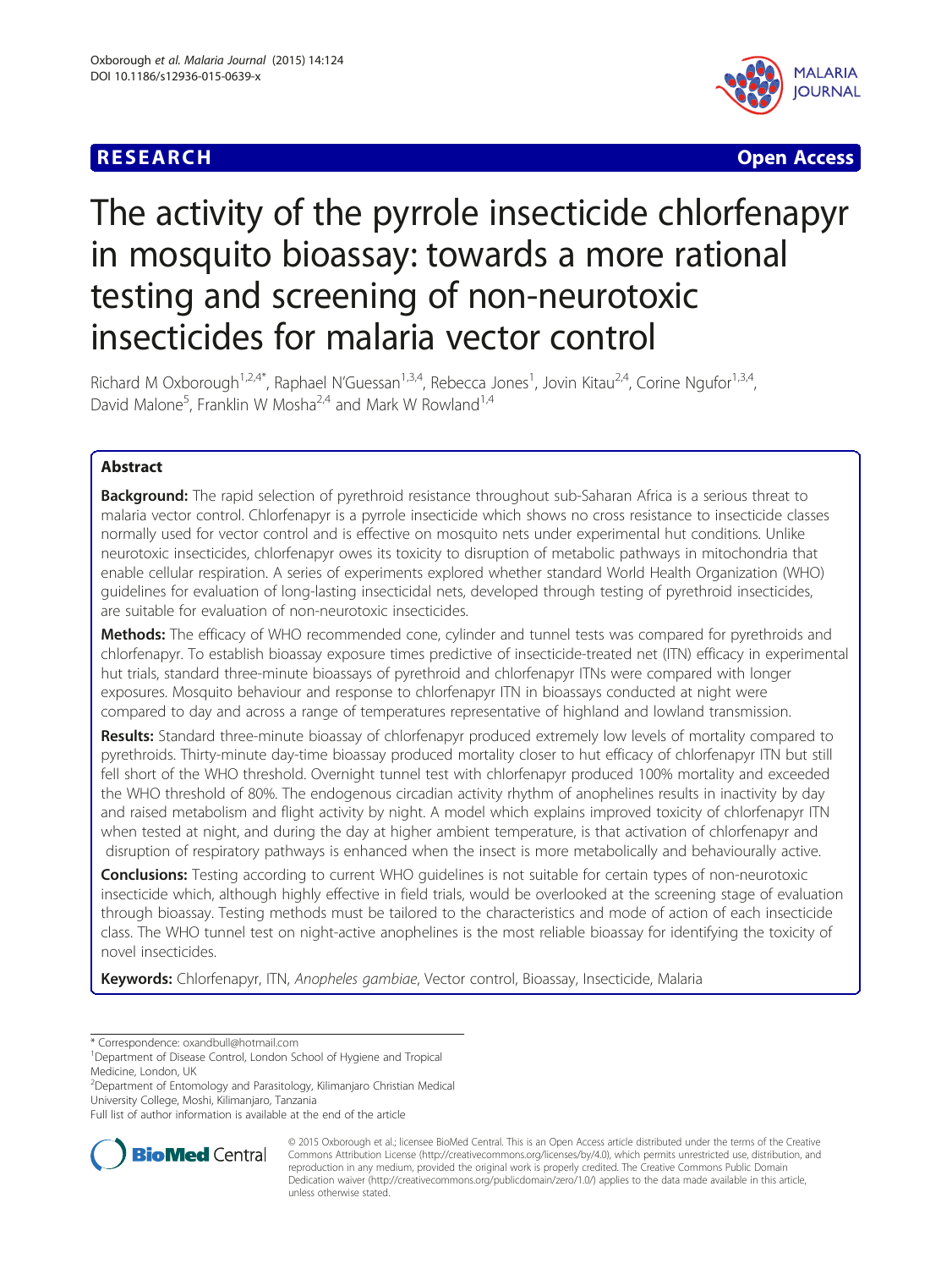**RESEARCH** **Open Access**

# The activity of the pyrrole insecticide chlorfenapyr in mosquito bioassay: towards a more rational testing and screening of non-neurotoxic insecticides for malaria vector control

Richard M Oxborough[1,2,4*], Raphael N'Guessan[1,3,4], Rebecca Jones[1], Jovin Kitau[2,4], Corine Ngufor[1,3,4], David Malone[5], Franklin W Mosha[2,4] and Mark W Rowland[1,4]

## Abstract

**Background:** The rapid selection of pyrethroid resistance throughout sub-Saharan Africa is a serious threat to malaria vector control. Chlorfenapyr is a pyrrole insecticide which shows no cross resistance to insecticide classes normally used for vector control and is effective on mosquito nets under experimental hut conditions. Unlike neurotoxic insecticides, chlorfenapyr owes its toxicity to disruption of metabolic pathways in mitochondria that enable cellular respiration. A series of experiments explored whether standard World Health Organization (WHO) guidelines for evaluation of long-lasting insecticidal nets, developed through testing of pyrethroid insecticides, are suitable for evaluation of non-neurotoxic insecticides.

**Methods:** The efficacy of WHO recommended cone, cylinder and tunnel tests was compared for pyrethroids and chlorfenapyr. To establish bioassay exposure times predictive of insecticide-treated net (ITN) efficacy in experimental hut trials, standard three-minute bioassays of pyrethroid and chlorfenapyr ITNs were compared with longer exposures. Mosquito behaviour and response to chlorfenapyr ITN in bioassays conducted at night were compared to day and across a range of temperatures representative of highland and lowland transmission.

**Results:** Standard three-minute bioassay of chlorfenapyr produced extremely low levels of mortality compared to pyrethroids. Thirty-minute day-time bioassay produced mortality closer to hut efficacy of chlorfenapyr ITN but still fell short of the WHO threshold. Overnight tunnel test with chlorfenapyr produced 100% mortality and exceeded the WHO threshold of 80%. The endogenous circadian activity rhythm of anophelines results in inactivity by day and raised metabolism and flight activity by night. A model which explains improved toxicity of chlorfenapyr ITN when tested at night, and during the day at higher ambient temperature, is that activation of chlorfenapyr and disruption of respiratory pathways is enhanced when the insect is more metabolically and behaviourally active.

**Conclusions:** Testing according to current WHO guidelines is not suitable for certain types of non-neurotoxic insecticide which, although highly effective in field trials, would be overlooked at the screening stage of evaluation through bioassay. Testing methods must be tailored to the characteristics and mode of action of each insecticide class. The WHO tunnel test on night-active anophelines is the most reliable bioassay for identifying the toxicity of novel insecticides.

**Keywords:** Chlorfenapyr, ITN, *Anopheles gambiae*, Vector control, Bioassay, Insecticide, Malaria

\* Correspondence: oxandbull@hotmail.com
[1]Department of Disease Control, London School of Hygiene and Tropical Medicine, London, UK
[2]Department of Entomology and Parasitology, Kilimanjaro Christian Medical University College, Moshi, Kilimanjaro, Tanzania
Full list of author information is available at the end of the article

© 2015 Oxborough et al.; licensee BioMed Central. This is an Open Access article distributed under the terms of the Creative Commons Attribution License (http://creativecommons.org/licenses/by/4.0), which permits unrestricted use, distribution, and reproduction in any medium, provided the original work is properly credited. The Creative Commons Public Domain Dedication waiver (http://creativecommons.org/publicdomain/zero/1.0/) applies to the data made available in this article, unless otherwise stated.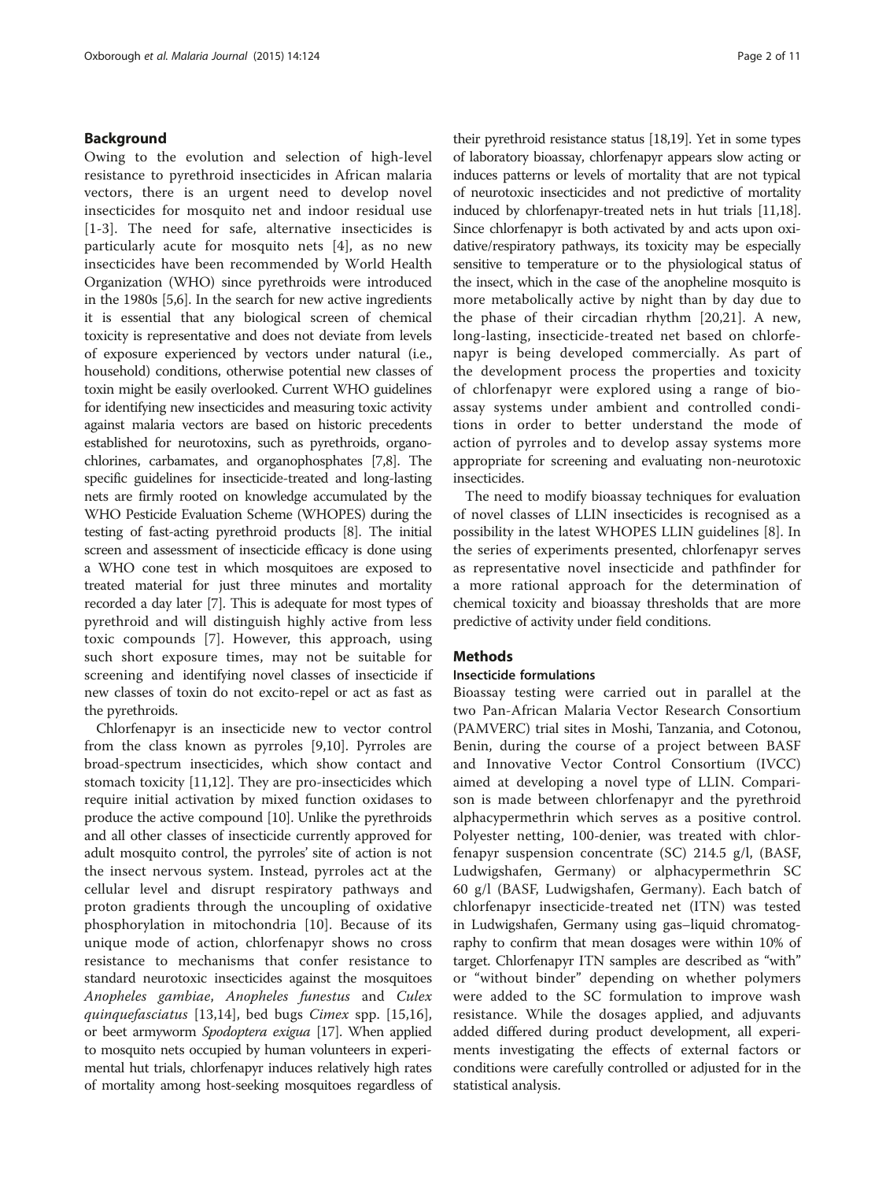## Background

Owing to the evolution and selection of high-level resistance to pyrethroid insecticides in African malaria vectors, there is an urgent need to develop novel insecticides for mosquito net and indoor residual use [1-3]. The need for safe, alternative insecticides is particularly acute for mosquito nets [4], as no new insecticides have been recommended by World Health Organization (WHO) since pyrethroids were introduced in the 1980s [5,6]. In the search for new active ingredients it is essential that any biological screen of chemical toxicity is representative and does not deviate from levels of exposure experienced by vectors under natural (i.e., household) conditions, otherwise potential new classes of toxin might be easily overlooked. Current WHO guidelines for identifying new insecticides and measuring toxic activity against malaria vectors are based on historic precedents established for neurotoxins, such as pyrethroids, organochlorines, carbamates, and organophosphates [7,8]. The specific guidelines for insecticide-treated and long-lasting nets are firmly rooted on knowledge accumulated by the WHO Pesticide Evaluation Scheme (WHOPES) during the testing of fast-acting pyrethroid products [8]. The initial screen and assessment of insecticide efficacy is done using a WHO cone test in which mosquitoes are exposed to treated material for just three minutes and mortality recorded a day later [7]. This is adequate for most types of pyrethroid and will distinguish highly active from less toxic compounds [7]. However, this approach, using such short exposure times, may not be suitable for screening and identifying novel classes of insecticide if new classes of toxin do not excito-repel or act as fast as the pyrethroids.

Chlorfenapyr is an insecticide new to vector control from the class known as pyrroles [9,10]. Pyrroles are broad-spectrum insecticides, which show contact and stomach toxicity [11,12]. They are pro-insecticides which require initial activation by mixed function oxidases to produce the active compound [10]. Unlike the pyrethroids and all other classes of insecticide currently approved for adult mosquito control, the pyrroles' site of action is not the insect nervous system. Instead, pyrroles act at the cellular level and disrupt respiratory pathways and proton gradients through the uncoupling of oxidative phosphorylation in mitochondria [10]. Because of its unique mode of action, chlorfenapyr shows no cross resistance to mechanisms that confer resistance to standard neurotoxic insecticides against the mosquitoes *Anopheles gambiae*, *Anopheles funestus* and *Culex quinquefasciatus* [13,14], bed bugs *Cimex* spp. [15,16], or beet armyworm *Spodoptera exigua* [17]. When applied to mosquito nets occupied by human volunteers in experimental hut trials, chlorfenapyr induces relatively high rates of mortality among host-seeking mosquitoes regardless of their pyrethroid resistance status [18,19]. Yet in some types of laboratory bioassay, chlorfenapyr appears slow acting or induces patterns or levels of mortality that are not typical of neurotoxic insecticides and not predictive of mortality induced by chlorfenapyr-treated nets in hut trials [11,18]. Since chlorfenapyr is both activated by and acts upon oxidative/respiratory pathways, its toxicity may be especially sensitive to temperature or to the physiological status of the insect, which in the case of the anopheline mosquito is more metabolically active by night than by day due to the phase of their circadian rhythm [20,21]. A new, long-lasting, insecticide-treated net based on chlorfenapyr is being developed commercially. As part of the development process the properties and toxicity of chlorfenapyr were explored using a range of bioassay systems under ambient and controlled conditions in order to better understand the mode of action of pyrroles and to develop assay systems more appropriate for screening and evaluating non-neurotoxic insecticides.

The need to modify bioassay techniques for evaluation of novel classes of LLIN insecticides is recognised as a possibility in the latest WHOPES LLIN guidelines [8]. In the series of experiments presented, chlorfenapyr serves as representative novel insecticide and pathfinder for a more rational approach for the determination of chemical toxicity and bioassay thresholds that are more predictive of activity under field conditions.

## Methods

### Insecticide formulations

Bioassay testing were carried out in parallel at the two Pan-African Malaria Vector Research Consortium (PAMVERC) trial sites in Moshi, Tanzania, and Cotonou, Benin, during the course of a project between BASF and Innovative Vector Control Consortium (IVCC) aimed at developing a novel type of LLIN. Comparison is made between chlorfenapyr and the pyrethroid alphacypermethrin which serves as a positive control. Polyester netting, 100-denier, was treated with chlorfenapyr suspension concentrate (SC) 214.5 g/l, (BASF, Ludwigshafen, Germany) or alphacypermethrin SC 60 g/l (BASF, Ludwigshafen, Germany). Each batch of chlorfenapyr insecticide-treated net (ITN) was tested in Ludwigshafen, Germany using gas–liquid chromatography to confirm that mean dosages were within 10% of target. Chlorfenapyr ITN samples are described as "with" or "without binder" depending on whether polymers were added to the SC formulation to improve wash resistance. While the dosages applied, and adjuvants added differed during product development, all experiments investigating the effects of external factors or conditions were carefully controlled or adjusted for in the statistical analysis.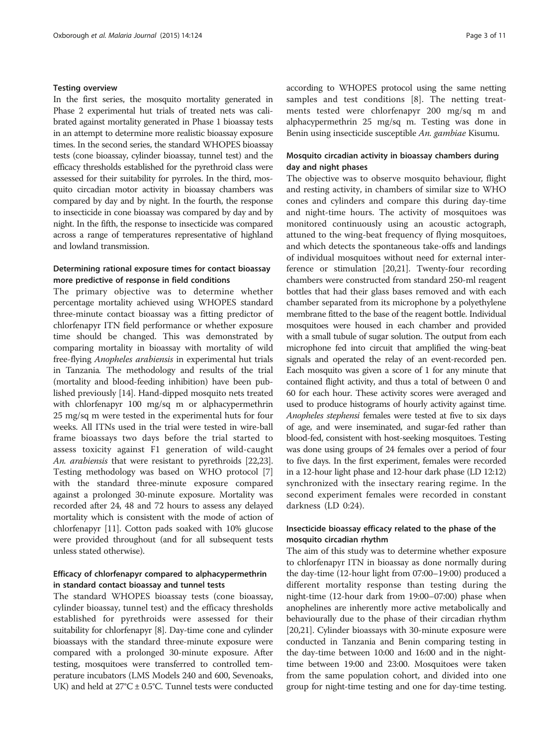### Testing overview

In the first series, the mosquito mortality generated in Phase 2 experimental hut trials of treated nets was calibrated against mortality generated in Phase 1 bioassay tests in an attempt to determine more realistic bioassay exposure times. In the second series, the standard WHOPES bioassay tests (cone bioassay, cylinder bioassay, tunnel test) and the efficacy thresholds established for the pyrethroid class were assessed for their suitability for pyrroles. In the third, mosquito circadian motor activity in bioassay chambers was compared by day and by night. In the fourth, the response to insecticide in cone bioassay was compared by day and by night. In the fifth, the response to insecticide was compared across a range of temperatures representative of highland and lowland transmission.

### Determining rational exposure times for contact bioassay more predictive of response in field conditions

The primary objective was to determine whether percentage mortality achieved using WHOPES standard three-minute contact bioassay was a fitting predictor of chlorfenapyr ITN field performance or whether exposure time should be changed. This was demonstrated by comparing mortality in bioassay with mortality of wild free-flying *Anopheles arabiensis* in experimental hut trials in Tanzania. The methodology and results of the trial (mortality and blood-feeding inhibition) have been published previously [14]. Hand-dipped mosquito nets treated with chlorfenapyr 100 mg/sq m or alphacypermethrin 25 mg/sq m were tested in the experimental huts for four weeks. All ITNs used in the trial were tested in wire-ball frame bioassays two days before the trial started to assess toxicity against F1 generation of wild-caught *An. arabiensis* that were resistant to pyrethroids [22,23]. Testing methodology was based on WHO protocol [7] with the standard three-minute exposure compared against a prolonged 30-minute exposure. Mortality was recorded after 24, 48 and 72 hours to assess any delayed mortality which is consistent with the mode of action of chlorfenapyr [11]. Cotton pads soaked with 10% glucose were provided throughout (and for all subsequent tests unless stated otherwise).

### Efficacy of chlorfenapyr compared to alphacypermethrin in standard contact bioassay and tunnel tests

The standard WHOPES bioassay tests (cone bioassay, cylinder bioassay, tunnel test) and the efficacy thresholds established for pyrethroids were assessed for their suitability for chlorfenapyr [8]. Day-time cone and cylinder bioassays with the standard three-minute exposure were compared with a prolonged 30-minute exposure. After testing, mosquitoes were transferred to controlled temperature incubators (LMS Models 240 and 600, Sevenoaks, UK) and held at 27°C ± 0.5°C. Tunnel tests were conducted according to WHOPES protocol using the same netting samples and test conditions [8]. The netting treatments tested were chlorfenapyr 200 mg/sq m and alphacypermethrin 25 mg/sq m. Testing was done in Benin using insecticide susceptible *An. gambiae* Kisumu.

### Mosquito circadian activity in bioassay chambers during day and night phases

The objective was to observe mosquito behaviour, flight and resting activity, in chambers of similar size to WHO cones and cylinders and compare this during day-time and night-time hours. The activity of mosquitoes was monitored continuously using an acoustic actograph, attuned to the wing-beat frequency of flying mosquitoes, and which detects the spontaneous take-offs and landings of individual mosquitoes without need for external interference or stimulation [20,21]. Twenty-four recording chambers were constructed from standard 250-ml reagent bottles that had their glass bases removed and with each chamber separated from its microphone by a polyethylene membrane fitted to the base of the reagent bottle. Individual mosquitoes were housed in each chamber and provided with a small tubule of sugar solution. The output from each microphone fed into circuit that amplified the wing-beat signals and operated the relay of an event-recorded pen. Each mosquito was given a score of 1 for any minute that contained flight activity, and thus a total of between 0 and 60 for each hour. These activity scores were averaged and used to produce histograms of hourly activity against time. *Anopheles stephensi* females were tested at five to six days of age, and were inseminated, and sugar-fed rather than blood-fed, consistent with host-seeking mosquitoes. Testing was done using groups of 24 females over a period of four to five days. In the first experiment, females were recorded in a 12-hour light phase and 12-hour dark phase (LD 12:12) synchronized with the insectary rearing regime. In the second experiment females were recorded in constant darkness (LD 0:24).

### Insecticide bioassay efficacy related to the phase of the mosquito circadian rhythm

The aim of this study was to determine whether exposure to chlorfenapyr ITN in bioassay as done normally during the day-time (12-hour light from 07:00–19:00) produced a different mortality response than testing during the night-time (12-hour dark from 19:00–07:00) phase when anophelines are inherently more active metabolically and behaviourally due to the phase of their circadian rhythm [20,21]. Cylinder bioassays with 30-minute exposure were conducted in Tanzania and Benin comparing testing in the day-time between 10:00 and 16:00 and in the night-time between 19:00 and 23:00. Mosquitoes were taken from the same population cohort, and divided into one group for night-time testing and one for day-time testing.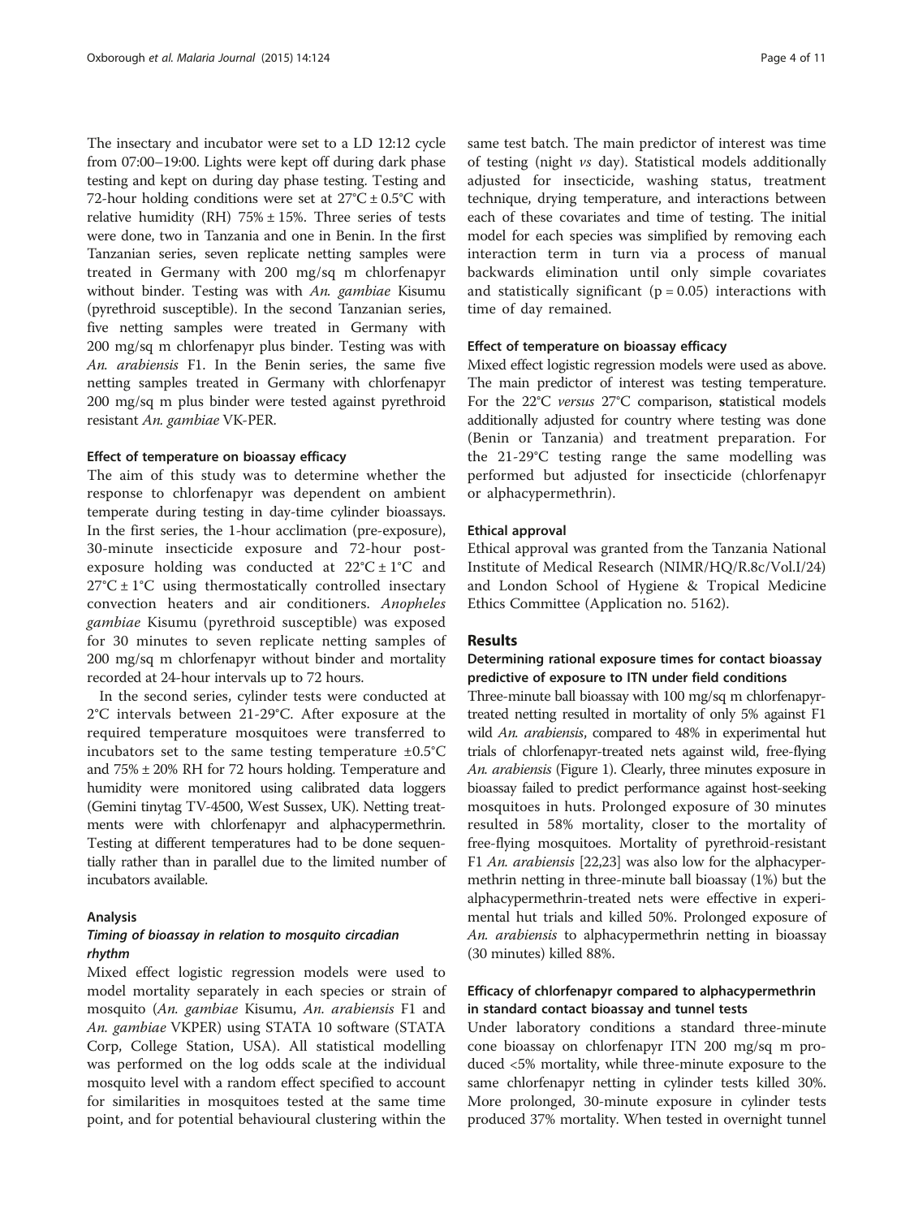The insectary and incubator were set to a LD 12:12 cycle from 07:00–19:00. Lights were kept off during dark phase testing and kept on during day phase testing. Testing and 72-hour holding conditions were set at 27°C ± 0.5°C with relative humidity (RH) 75% ± 15%. Three series of tests were done, two in Tanzania and one in Benin. In the first Tanzanian series, seven replicate netting samples were treated in Germany with 200 mg/sq m chlorfenapyr without binder. Testing was with *An. gambiae* Kisumu (pyrethroid susceptible). In the second Tanzanian series, five netting samples were treated in Germany with 200 mg/sq m chlorfenapyr plus binder. Testing was with *An. arabiensis* F1. In the Benin series, the same five netting samples treated in Germany with chlorfenapyr 200 mg/sq m plus binder were tested against pyrethroid resistant *An. gambiae* VK-PER.

#### Effect of temperature on bioassay efficacy

The aim of this study was to determine whether the response to chlorfenapyr was dependent on ambient temperate during testing in day-time cylinder bioassays. In the first series, the 1-hour acclimation (pre-exposure), 30-minute insecticide exposure and 72-hour post-exposure holding was conducted at 22°C ± 1°C and 27°C ± 1°C using thermostatically controlled insectary convection heaters and air conditioners. *Anopheles gambiae* Kisumu (pyrethroid susceptible) was exposed for 30 minutes to seven replicate netting samples of 200 mg/sq m chlorfenapyr without binder and mortality recorded at 24-hour intervals up to 72 hours.

In the second series, cylinder tests were conducted at 2°C intervals between 21-29°C. After exposure at the required temperature mosquitoes were transferred to incubators set to the same testing temperature ±0.5°C and 75% ± 20% RH for 72 hours holding. Temperature and humidity were monitored using calibrated data loggers (Gemini tinytag TV-4500, West Sussex, UK). Netting treatments were with chlorfenapyr and alphacypermethrin. Testing at different temperatures had to be done sequentially rather than in parallel due to the limited number of incubators available.

#### Analysis

##### *Timing of bioassay in relation to mosquito circadian rhythm*

Mixed effect logistic regression models were used to model mortality separately in each species or strain of mosquito (*An. gambiae* Kisumu, *An. arabiensis* F1 and *An. gambiae* VKPER) using STATA 10 software (STATA Corp, College Station, USA). All statistical modelling was performed on the log odds scale at the individual mosquito level with a random effect specified to account for similarities in mosquitoes tested at the same time point, and for potential behavioural clustering within the same test batch. The main predictor of interest was time of testing (night *vs* day). Statistical models additionally adjusted for insecticide, washing status, treatment technique, drying temperature, and interactions between each of these covariates and time of testing. The initial model for each species was simplified by removing each interaction term in turn via a process of manual backwards elimination until only simple covariates and statistically significant ($p = 0.05$) interactions with time of day remained.

#### Effect of temperature on bioassay efficacy

Mixed effect logistic regression models were used as above. The main predictor of interest was testing temperature. For the 22°C *versus* 27°C comparison, statistical models additionally adjusted for country where testing was done (Benin or Tanzania) and treatment preparation. For the 21-29°C testing range the same modelling was performed but adjusted for insecticide (chlorfenapyr or alphacypermethrin).

#### Ethical approval

Ethical approval was granted from the Tanzania National Institute of Medical Research (NIMR/HQ/R.8c/Vol.I/24) and London School of Hygiene & Tropical Medicine Ethics Committee (Application no. 5162).

## Results

### Determining rational exposure times for contact bioassay predictive of exposure to ITN under field conditions

Three-minute ball bioassay with 100 mg/sq m chlorfenapyr-treated netting resulted in mortality of only 5% against F1 wild *An. arabiensis*, compared to 48% in experimental hut trials of chlorfenapyr-treated nets against wild, free-flying *An. arabiensis* (Figure 1). Clearly, three minutes exposure in bioassay failed to predict performance against host-seeking mosquitoes in huts. Prolonged exposure of 30 minutes resulted in 58% mortality, closer to the mortality of free-flying mosquitoes. Mortality of pyrethroid-resistant F1 *An. arabiensis* [22,23] was also low for the alphacypermethrin netting in three-minute ball bioassay (1%) but the alphacypermethrin-treated nets were effective in experimental hut trials and killed 50%. Prolonged exposure of *An. arabiensis* to alphacypermethrin netting in bioassay (30 minutes) killed 88%.

### Efficacy of chlorfenapyr compared to alphacypermethrin in standard contact bioassay and tunnel tests

Under laboratory conditions a standard three-minute cone bioassay on chlorfenapyr ITN 200 mg/sq m produced <5% mortality, while three-minute exposure to the same chlorfenapyr netting in cylinder tests killed 30%. More prolonged, 30-minute exposure in cylinder tests produced 37% mortality. When tested in overnight tunnel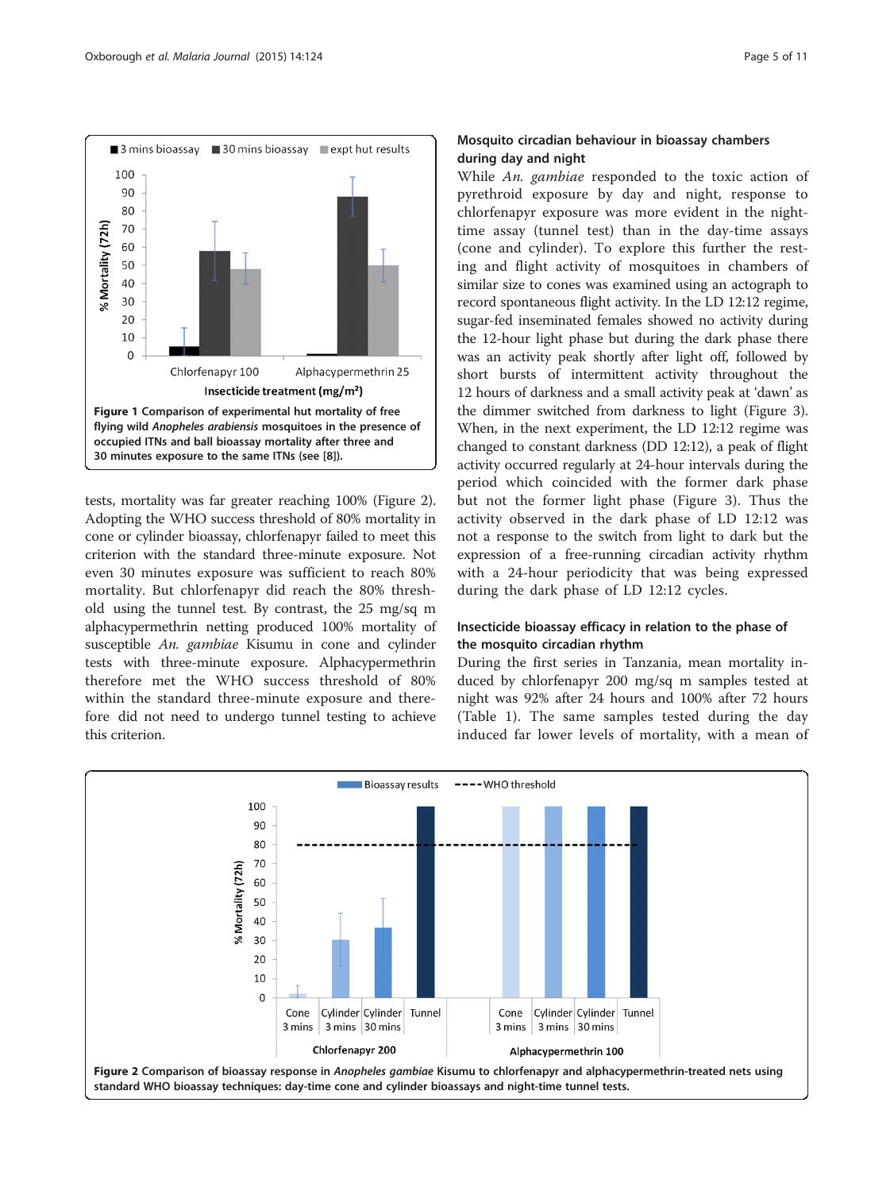**Figure 1 Comparison of experimental hut mortality of free flying wild *Anopheles arabiensis* mosquitoes in the presence of occupied ITNs and ball bioassay mortality after three and 30 minutes exposure to the same ITNs (see [8]).**

tests, mortality was far greater reaching 100% (Figure 2). Adopting the WHO success threshold of 80% mortality in cone or cylinder bioassay, chlorfenapyr failed to meet this criterion with the standard three-minute exposure. Not even 30 minutes exposure was sufficient to reach 80% mortality. But chlorfenapyr did reach the 80% threshold using the tunnel test. By contrast, the 25 mg/sq m alphacypermethrin netting produced 100% mortality of susceptible *An. gambiae* Kisumu in cone and cylinder tests with three-minute exposure. Alphacypermethrin therefore met the WHO success threshold of 80% within the standard three-minute exposure and therefore did not need to undergo tunnel testing to achieve this criterion.

### Mosquito circadian behaviour in bioassay chambers during day and night

While *An. gambiae* responded to the toxic action of pyrethroid exposure by day and night, response to chlorfenapyr exposure was more evident in the night-time assay (tunnel test) than in the day-time assays (cone and cylinder). To explore this further the resting and flight activity of mosquitoes in chambers of similar size to cones was examined using an actograph to record spontaneous flight activity. In the LD 12:12 regime, sugar-fed inseminated females showed no activity during the 12-hour light phase but during the dark phase there was an activity peak shortly after light off, followed by short bursts of intermittent activity throughout the 12 hours of darkness and a small activity peak at 'dawn' as the dimmer switched from darkness to light (Figure 3). When, in the next experiment, the LD 12:12 regime was changed to constant darkness (DD 12:12), a peak of flight activity occurred regularly at 24-hour intervals during the period which coincided with the former dark phase but not the former light phase (Figure 3). Thus the activity observed in the dark phase of LD 12:12 was not a response to the switch from light to dark but the expression of a free-running circadian activity rhythm with a 24-hour periodicity that was being expressed during the dark phase of LD 12:12 cycles.

### Insecticide bioassay efficacy in relation to the phase of the mosquito circadian rhythm

During the first series in Tanzania, mean mortality induced by chlorfenapyr 200 mg/sq m samples tested at night was 92% after 24 hours and 100% after 72 hours (Table 1). The same samples tested during the day induced far lower levels of mortality, with a mean of

**Figure 2 Comparison of bioassay response in *Anopheles gambiae* Kisumu to chlorfenapyr and alphacypermethrin-treated nets using standard WHO bioassay techniques: day-time cone and cylinder bioassays and night-time tunnel tests.**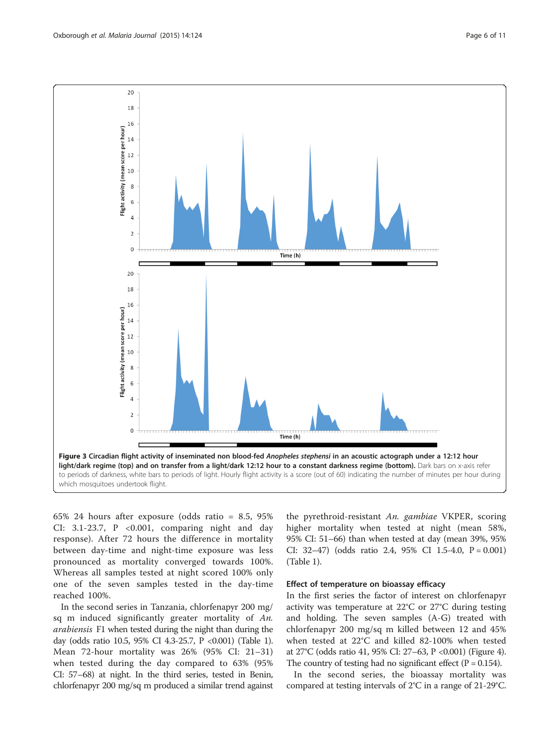**Figure 3 Circadian flight activity of inseminated non blood-fed *Anopheles stephensi* in an acoustic actograph under a 12:12 hour light/dark regime (top) and on transfer from a light/dark 12:12 hour to a constant darkness regime (bottom).** Dark bars on x-axis refer to periods of darkness, white bars to periods of light. Hourly flight activity is a score (out of 60) indicating the number of minutes per hour during which mosquitoes undertook flight.

65% 24 hours after exposure (odds ratio = 8.5, 95% CI: 3.1-23.7, P <0.001, comparing night and day response). After 72 hours the difference in mortality between day-time and night-time exposure was less pronounced as mortality converged towards 100%. Whereas all samples tested at night scored 100% only one of the seven samples tested in the day-time reached 100%.

In the second series in Tanzania, chlorfenapyr 200 mg/sq m induced significantly greater mortality of *An. arabiensis* F1 when tested during the night than during the day (odds ratio 10.5, 95% CI 4.3-25.7, P <0.001) (Table 1). Mean 72-hour mortality was 26% (95% CI: 21–31) when tested during the day compared to 63% (95% CI: 57–68) at night. In the third series, tested in Benin, chlorfenapyr 200 mg/sq m produced a similar trend against the pyrethroid-resistant *An. gambiae* VKPER, scoring higher mortality when tested at night (mean 58%, 95% CI: 51–66) than when tested at day (mean 39%, 95% CI: 32–47) (odds ratio 2.4, 95% CI 1.5-4.0, P = 0.001) (Table 1).

### Effect of temperature on bioassay efficacy

In the first series the factor of interest on chlorfenapyr activity was temperature at 22°C or 27°C during testing and holding. The seven samples (A-G) treated with chlorfenapyr 200 mg/sq m killed between 12 and 45% when tested at 22°C and killed 82-100% when tested at 27°C (odds ratio 41, 95% CI: 27–63, P <0.001) (Figure 4). The country of testing had no significant effect (P = 0.154).

In the second series, the bioassay mortality was compared at testing intervals of 2°C in a range of 21-29°C.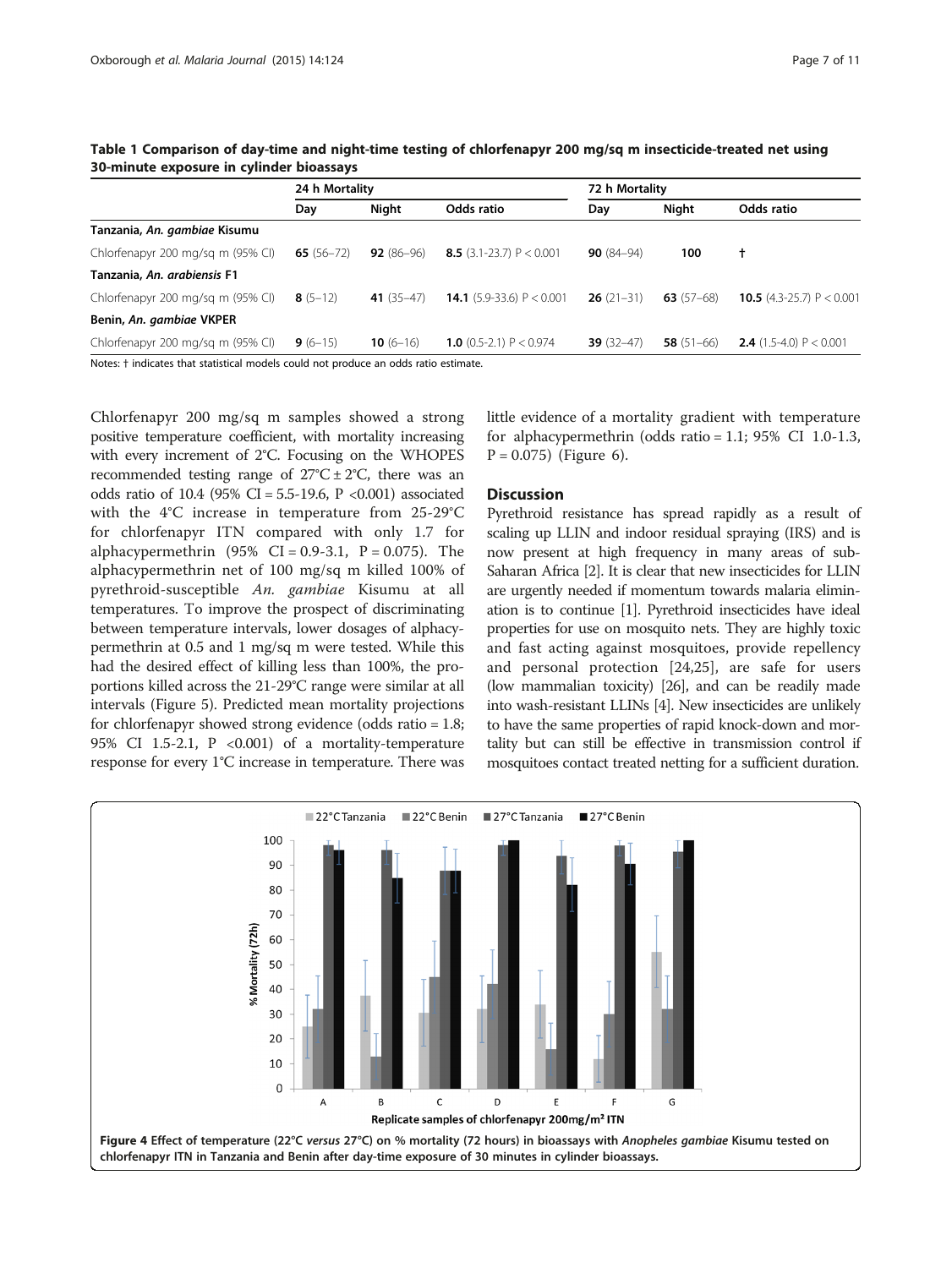**Table 1 Comparison of day-time and night-time testing of chlorfenapyr 200 mg/sq m insecticide-treated net using 30-minute exposure in cylinder bioassays**

| | 24 h Mortality | | | 72 h Mortality | | |
|---|---|---|---|---|---|---|
| | Day | Night | Odds ratio | Day | Night | Odds ratio |
| **Tanzania, *An. gambiae* Kisumu** | | | | | | |
| Chlorfenapyr 200 mg/sq m (95% CI) | **65** (56–72) | **92** (86–96) | **8.5** (3.1-23.7) P < 0.001 | **90** (84–94) | **100** | † |
| **Tanzania, *An. arabiensis* F1** | | | | | | |
| Chlorfenapyr 200 mg/sq m (95% CI) | **8** (5–12) | **41** (35–47) | **14.1** (5.9-33.6) P < 0.001 | **26** (21–31) | **63** (57–68) | **10.5** (4.3-25.7) P < 0.001 |
| **Benin, *An. gambiae* VKPER** | | | | | | |
| Chlorfenapyr 200 mg/sq m (95% CI) | **9** (6–15) | **10** (6–16) | **1.0** (0.5-2.1) P < 0.974 | **39** (32–47) | **58** (51–66) | **2.4** (1.5-4.0) P < 0.001 |

Notes: † indicates that statistical models could not produce an odds ratio estimate.

Chlorfenapyr 200 mg/sq m samples showed a strong positive temperature coefficient, with mortality increasing with every increment of 2°C. Focusing on the WHOPES recommended testing range of 27°C ± 2°C, there was an odds ratio of 10.4 (95% CI = 5.5-19.6, P <0.001) associated with the 4°C increase in temperature from 25-29°C for chlorfenapyr ITN compared with only 1.7 for alphacypermethrin (95% CI = 0.9-3.1, P = 0.075). The alphacypermethrin net of 100 mg/sq m killed 100% of pyrethroid-susceptible *An. gambiae* Kisumu at all temperatures. To improve the prospect of discriminating between temperature intervals, lower dosages of alphacypermethrin at 0.5 and 1 mg/sq m were tested. While this had the desired effect of killing less than 100%, the proportions killed across the 21-29°C range were similar at all intervals (Figure 5). Predicted mean mortality projections for chlorfenapyr showed strong evidence (odds ratio = 1.8; 95% CI 1.5-2.1, P <0.001) of a mortality-temperature response for every 1°C increase in temperature. There was little evidence of a mortality gradient with temperature for alphacypermethrin (odds ratio = 1.1; 95% CI 1.0-1.3, P = 0.075) (Figure 6).

## Discussion

Pyrethroid resistance has spread rapidly as a result of scaling up LLIN and indoor residual spraying (IRS) and is now present at high frequency in many areas of sub-Saharan Africa [2]. It is clear that new insecticides for LLIN are urgently needed if momentum towards malaria elimination is to continue [1]. Pyrethroid insecticides have ideal properties for use on mosquito nets. They are highly toxic and fast acting against mosquitoes, provide repellency and personal protection [24,25], are safe for users (low mammalian toxicity) [26], and can be readily made into wash-resistant LLINs [4]. New insecticides are unlikely to have the same properties of rapid knock-down and mortality but can still be effective in transmission control if mosquitoes contact treated netting for a sufficient duration.

**Figure 4** Effect of temperature (22°C *versus* 27°C) on % mortality (72 hours) in bioassays with *Anopheles gambiae* Kisumu tested on chlorfenapyr ITN in Tanzania and Benin after day-time exposure of 30 minutes in cylinder bioassays.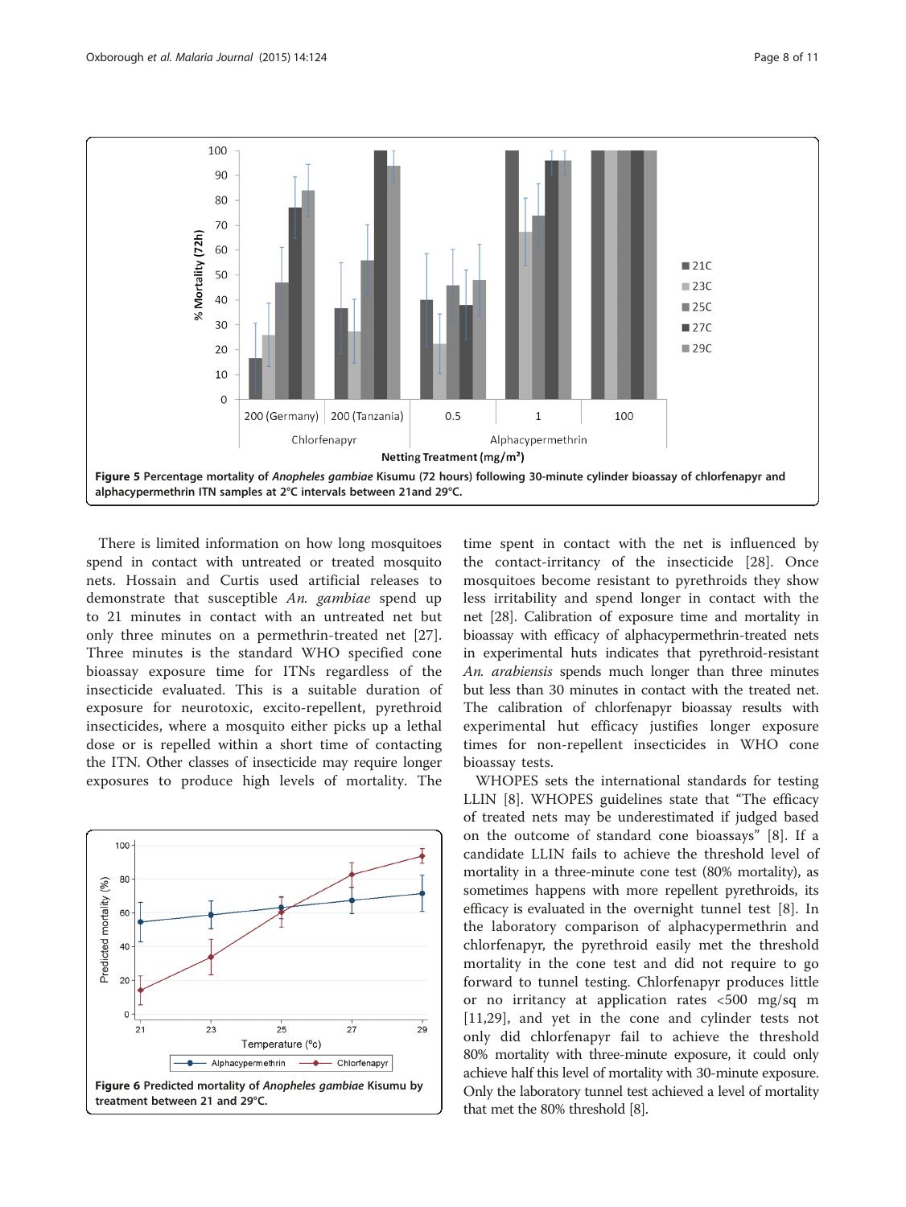Figure 5 Percentage mortality of *Anopheles gambiae* Kisumu (72 hours) following 30-minute cylinder bioassay of chlorfenapyr and alphacypermethrin ITN samples at 2°C intervals between 21and 29°C.

There is limited information on how long mosquitoes spend in contact with untreated or treated mosquito nets. Hossain and Curtis used artificial releases to demonstrate that susceptible *An. gambiae* spend up to 21 minutes in contact with an untreated net but only three minutes on a permethrin-treated net [27]. Three minutes is the standard WHO specified cone bioassay exposure time for ITNs regardless of the insecticide evaluated. This is a suitable duration of exposure for neurotoxic, excito-repellent, pyrethroid insecticides, where a mosquito either picks up a lethal dose or is repelled within a short time of contacting the ITN. Other classes of insecticide may require longer exposures to produce high levels of mortality. The time spent in contact with the net is influenced by the contact-irritancy of the insecticide [28]. Once mosquitoes become resistant to pyrethroids they show less irritability and spend longer in contact with the net [28]. Calibration of exposure time and mortality in bioassay with efficacy of alphacypermethrin-treated nets in experimental huts indicates that pyrethroid-resistant *An. arabiensis* spends much longer than three minutes but less than 30 minutes in contact with the treated net. The calibration of chlorfenapyr bioassay results with experimental hut efficacy justifies longer exposure times for non-repellent insecticides in WHO cone bioassay tests.

Figure 6 Predicted mortality of *Anopheles gambiae* Kisumu by treatment between 21 and 29°C.

WHOPES sets the international standards for testing LLIN [8]. WHOPES guidelines state that "The efficacy of treated nets may be underestimated if judged based on the outcome of standard cone bioassays" [8]. If a candidate LLIN fails to achieve the threshold level of mortality in a three-minute cone test (80% mortality), as sometimes happens with more repellent pyrethroids, its efficacy is evaluated in the overnight tunnel test [8]. In the laboratory comparison of alphacypermethrin and chlorfenapyr, the pyrethroid easily met the threshold mortality in the cone test and did not require to go forward to tunnel testing. Chlorfenapyr produces little or no irritancy at application rates <500 mg/sq m [11,29], and yet in the cone and cylinder tests not only did chlorfenapyr fail to achieve the threshold 80% mortality with three-minute exposure, it could only achieve half this level of mortality with 30-minute exposure. Only the laboratory tunnel test achieved a level of mortality that met the 80% threshold [8].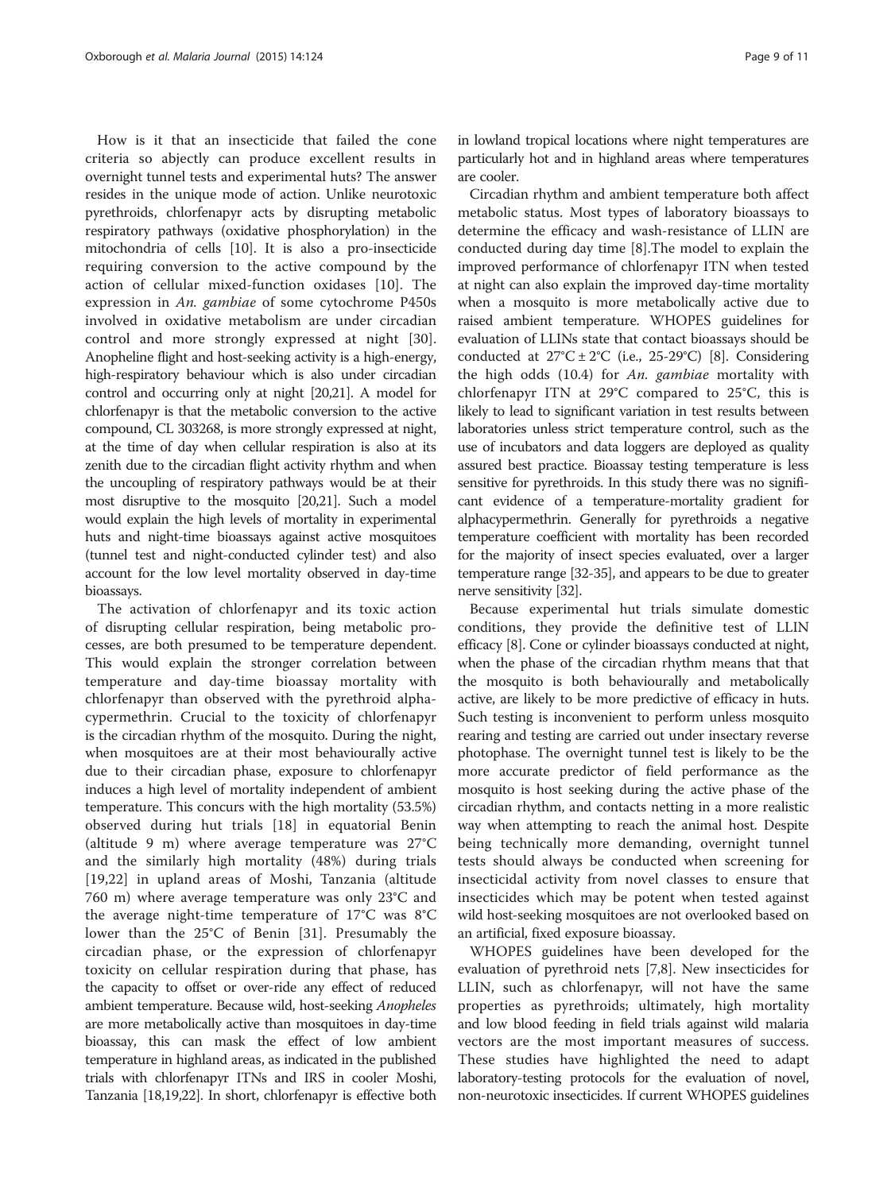How is it that an insecticide that failed the cone criteria so abjectly can produce excellent results in overnight tunnel tests and experimental huts? The answer resides in the unique mode of action. Unlike neurotoxic pyrethroids, chlorfenapyr acts by disrupting metabolic respiratory pathways (oxidative phosphorylation) in the mitochondria of cells [10]. It is also a pro-insecticide requiring conversion to the active compound by the action of cellular mixed-function oxidases [10]. The expression in *An. gambiae* of some cytochrome P450s involved in oxidative metabolism are under circadian control and more strongly expressed at night [30]. Anopheline flight and host-seeking activity is a high-energy, high-respiratory behaviour which is also under circadian control and occurring only at night [20,21]. A model for chlorfenapyr is that the metabolic conversion to the active compound, CL 303268, is more strongly expressed at night, at the time of day when cellular respiration is also at its zenith due to the circadian flight activity rhythm and when the uncoupling of respiratory pathways would be at their most disruptive to the mosquito [20,21]. Such a model would explain the high levels of mortality in experimental huts and night-time bioassays against active mosquitoes (tunnel test and night-conducted cylinder test) and also account for the low level mortality observed in day-time bioassays.

The activation of chlorfenapyr and its toxic action of disrupting cellular respiration, being metabolic processes, are both presumed to be temperature dependent. This would explain the stronger correlation between temperature and day-time bioassay mortality with chlorfenapyr than observed with the pyrethroid alphacypermethrin. Crucial to the toxicity of chlorfenapyr is the circadian rhythm of the mosquito. During the night, when mosquitoes are at their most behaviourally active due to their circadian phase, exposure to chlorfenapyr induces a high level of mortality independent of ambient temperature. This concurs with the high mortality (53.5%) observed during hut trials [18] in equatorial Benin (altitude 9 m) where average temperature was 27°C and the similarly high mortality (48%) during trials [19,22] in upland areas of Moshi, Tanzania (altitude 760 m) where average temperature was only 23°C and the average night-time temperature of 17°C was 8°C lower than the 25°C of Benin [31]. Presumably the circadian phase, or the expression of chlorfenapyr toxicity on cellular respiration during that phase, has the capacity to offset or over-ride any effect of reduced ambient temperature. Because wild, host-seeking *Anopheles* are more metabolically active than mosquitoes in day-time bioassay, this can mask the effect of low ambient temperature in highland areas, as indicated in the published trials with chlorfenapyr ITNs and IRS in cooler Moshi, Tanzania [18,19,22]. In short, chlorfenapyr is effective both in lowland tropical locations where night temperatures are particularly hot and in highland areas where temperatures are cooler.

Circadian rhythm and ambient temperature both affect metabolic status. Most types of laboratory bioassays to determine the efficacy and wash-resistance of LLIN are conducted during day time [8].The model to explain the improved performance of chlorfenapyr ITN when tested at night can also explain the improved day-time mortality when a mosquito is more metabolically active due to raised ambient temperature. WHOPES guidelines for evaluation of LLINs state that contact bioassays should be conducted at 27°C ± 2°C (i.e., 25-29°C) [8]. Considering the high odds (10.4) for *An. gambiae* mortality with chlorfenapyr ITN at 29°C compared to 25°C, this is likely to lead to significant variation in test results between laboratories unless strict temperature control, such as the use of incubators and data loggers are deployed as quality assured best practice. Bioassay testing temperature is less sensitive for pyrethroids. In this study there was no significant evidence of a temperature-mortality gradient for alphacypermethrin. Generally for pyrethroids a negative temperature coefficient with mortality has been recorded for the majority of insect species evaluated, over a larger temperature range [32-35], and appears to be due to greater nerve sensitivity [32].

Because experimental hut trials simulate domestic conditions, they provide the definitive test of LLIN efficacy [8]. Cone or cylinder bioassays conducted at night, when the phase of the circadian rhythm means that that the mosquito is both behaviourally and metabolically active, are likely to be more predictive of efficacy in huts. Such testing is inconvenient to perform unless mosquito rearing and testing are carried out under insectary reverse photophase. The overnight tunnel test is likely to be the more accurate predictor of field performance as the mosquito is host seeking during the active phase of the circadian rhythm, and contacts netting in a more realistic way when attempting to reach the animal host. Despite being technically more demanding, overnight tunnel tests should always be conducted when screening for insecticidal activity from novel classes to ensure that insecticides which may be potent when tested against wild host-seeking mosquitoes are not overlooked based on an artificial, fixed exposure bioassay.

WHOPES guidelines have been developed for the evaluation of pyrethroid nets [7,8]. New insecticides for LLIN, such as chlorfenapyr, will not have the same properties as pyrethroids; ultimately, high mortality and low blood feeding in field trials against wild malaria vectors are the most important measures of success. These studies have highlighted the need to adapt laboratory-testing protocols for the evaluation of novel, non-neurotoxic insecticides. If current WHOPES guidelines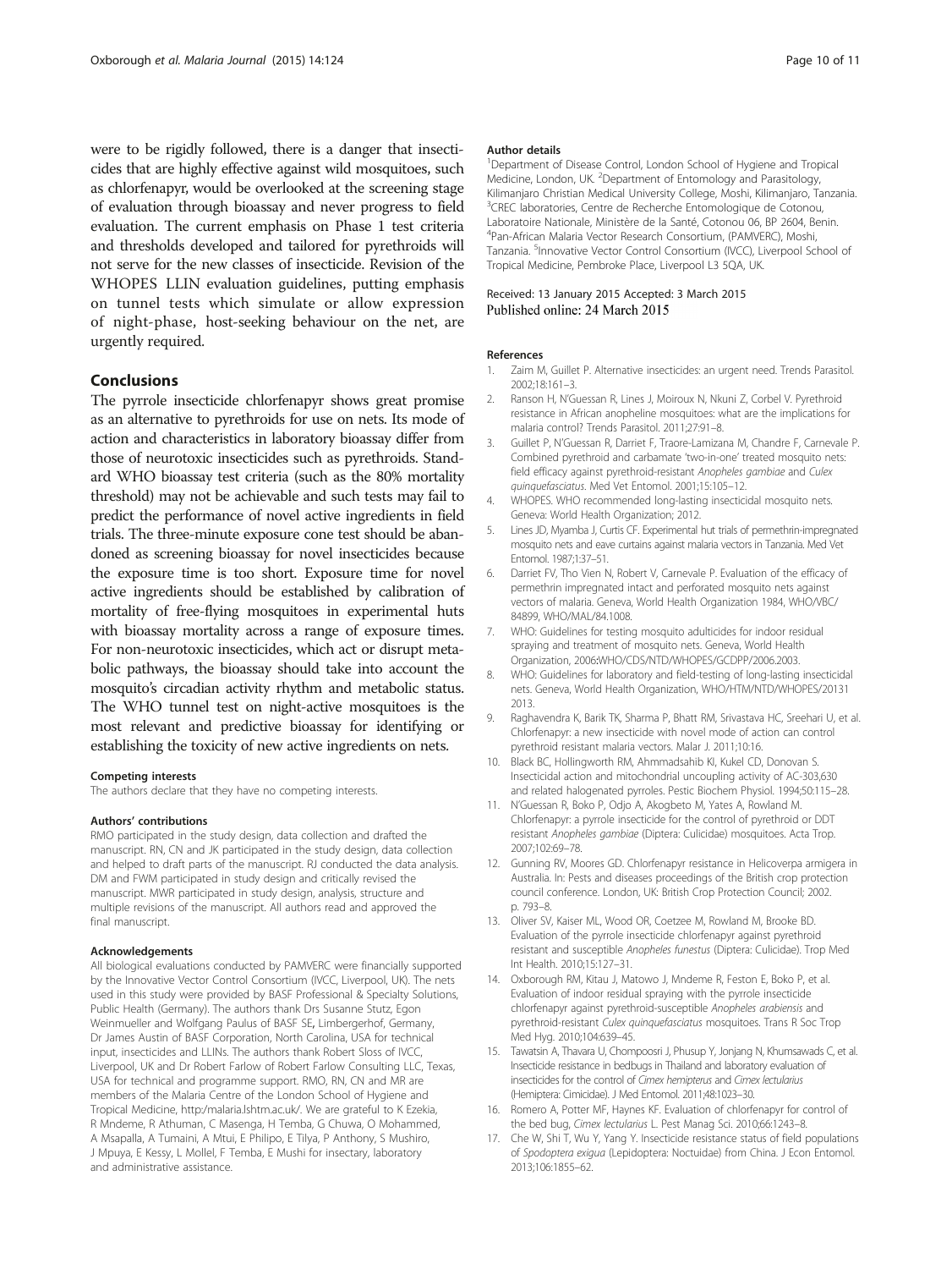were to be rigidly followed, there is a danger that insecticides that are highly effective against wild mosquitoes, such as chlorfenapyr, would be overlooked at the screening stage of evaluation through bioassay and never progress to field evaluation. The current emphasis on Phase 1 test criteria and thresholds developed and tailored for pyrethroids will not serve for the new classes of insecticide. Revision of the WHOPES LLIN evaluation guidelines, putting emphasis on tunnel tests which simulate or allow expression of night-phase, host-seeking behaviour on the net, are urgently required.

## Conclusions

The pyrrole insecticide chlorfenapyr shows great promise as an alternative to pyrethroids for use on nets. Its mode of action and characteristics in laboratory bioassay differ from those of neurotoxic insecticides such as pyrethroids. Standard WHO bioassay test criteria (such as the 80% mortality threshold) may not be achievable and such tests may fail to predict the performance of novel active ingredients in field trials. The three-minute exposure cone test should be abandoned as screening bioassay for novel insecticides because the exposure time is too short. Exposure time for novel active ingredients should be established by calibration of mortality of free-flying mosquitoes in experimental huts with bioassay mortality across a range of exposure times. For non-neurotoxic insecticides, which act or disrupt metabolic pathways, the bioassay should take into account the mosquito's circadian activity rhythm and metabolic status. The WHO tunnel test on night-active mosquitoes is the most relevant and predictive bioassay for identifying or establishing the toxicity of new active ingredients on nets.

#### Competing interests

The authors declare that they have no competing interests.

#### Authors' contributions

RMO participated in the study design, data collection and drafted the manuscript. RN, CN and JK participated in the study design, data collection and helped to draft parts of the manuscript. RJ conducted the data analysis. DM and FWM participated in study design and critically revised the manuscript. MWR participated in study design, analysis, structure and multiple revisions of the manuscript. All authors read and approved the final manuscript.

#### Acknowledgements

All biological evaluations conducted by PAMVERC were financially supported by the Innovative Vector Control Consortium (IVCC, Liverpool, UK). The nets used in this study were provided by BASF Professional & Specialty Solutions, Public Health (Germany). The authors thank Drs Susanne Stutz, Egon Weinmueller and Wolfgang Paulus of BASF SE, Limbergerhof, Germany, Dr James Austin of BASF Corporation, North Carolina, USA for technical input, insecticides and LLINs. The authors thank Robert Sloss of IVCC, Liverpool, UK and Dr Robert Farlow of Robert Farlow Consulting LLC, Texas, USA for technical and programme support. RMO, RN, CN and MR are members of the Malaria Centre of the London School of Hygiene and Tropical Medicine, http:/malaria.lshtm.ac.uk/. We are grateful to K Ezekia, R Mndeme, R Athuman, C Masenga, H Temba, G Chuwa, O Mohammed, A Msapalla, A Tumaini, A Mtui, E Philipo, E Tilya, P Anthony, S Mushiro, J Mpuya, E Kessy, L Mollel, F Temba, E Mushi for insectary, laboratory and administrative assistance.

#### Author details

[1]Department of Disease Control, London School of Hygiene and Tropical Medicine, London, UK. [2]Department of Entomology and Parasitology, Kilimanjaro Christian Medical University College, Moshi, Kilimanjaro, Tanzania. [3]CREC laboratories, Centre de Recherche Entomologique de Cotonou, Laboratoire Nationale, Ministère de la Santé, Cotonou 06, BP 2604, Benin. [4]Pan-African Malaria Vector Research Consortium, (PAMVERC), Moshi, Tanzania. [5]Innovative Vector Control Consortium (IVCC), Liverpool School of Tropical Medicine, Pembroke Place, Liverpool L3 5QA, UK.

Received: 13 January 2015 Accepted: 3 March 2015
Published online: 24 March 2015

#### References

1. Zaim M, Guillet P. Alternative insecticides: an urgent need. Trends Parasitol. 2002;18:161–3.
2. Ranson H, N'Guessan R, Lines J, Moiroux N, Nkuni Z, Corbel V. Pyrethroid resistance in African anopheline mosquitoes: what are the implications for malaria control? Trends Parasitol. 2011;27:91–8.
3. Guillet P, N'Guessan R, Darriet F, Traore-Lamizana M, Chandre F, Carnevale P. Combined pyrethroid and carbamate 'two-in-one' treated mosquito nets: field efficacy against pyrethroid-resistant *Anopheles gambiae* and *Culex quinquefasciatus*. Med Vet Entomol. 2001;15:105–12.
4. WHOPES. WHO recommended long-lasting insecticidal mosquito nets. Geneva: World Health Organization; 2012.
5. Lines JD, Myamba J, Curtis CF. Experimental hut trials of permethrin-impregnated mosquito nets and eave curtains against malaria vectors in Tanzania. Med Vet Entomol. 1987;1:37–51.
6. Darriet FV, Tho Vien N, Robert V, Carnevale P. Evaluation of the efficacy of permethrin impregnated intact and perforated mosquito nets against vectors of malaria. Geneva, World Health Organization 1984, WHO/VBC/84899, WHO/MAL/84.1008.
7. WHO: Guidelines for testing mosquito adulticides for indoor residual spraying and treatment of mosquito nets. Geneva, World Health Organization, 2006:WHO/CDS/NTD/WHOPES/GCDPP/2006.2003.
8. WHO: Guidelines for laboratory and field-testing of long-lasting insecticidal nets. Geneva, World Health Organization, WHO/HTM/NTD/WHOPES/20131 2013.
9. Raghavendra K, Barik TK, Sharma P, Bhatt RM, Srivastava HC, Sreehari U, et al. Chlorfenapyr: a new insecticide with novel mode of action can control pyrethroid resistant malaria vectors. Malar J. 2011;10:16.
10. Black BC, Hollingworth RM, Ahmmadsahib KI, Kukel CD, Donovan S. Insecticidal action and mitochondrial uncoupling activity of AC-303,630 and related halogenated pyrroles. Pestic Biochem Physiol. 1994;50:115–28.
11. N'Guessan R, Boko P, Odjo A, Akogbeto M, Yates A, Rowland M. Chlorfenapyr: a pyrrole insecticide for the control of pyrethroid or DDT resistant *Anopheles gambiae* (Diptera: Culicidae) mosquitoes. Acta Trop. 2007;102:69–78.
12. Gunning RV, Moores GD. Chlorfenapyr resistance in Helicoverpa armigera in Australia. In: Pests and diseases proceedings of the British crop protection council conference. London, UK: British Crop Protection Council; 2002. p. 793–8.
13. Oliver SV, Kaiser ML, Wood OR, Coetzee M, Rowland M, Brooke BD. Evaluation of the pyrrole insecticide chlorfenapyr against pyrethroid resistant and susceptible *Anopheles funestus* (Diptera: Culicidae). Trop Med Int Health. 2010;15:127–31.
14. Oxborough RM, Kitau J, Matowo J, Mndeme R, Feston E, Boko P, et al. Evaluation of indoor residual spraying with the pyrrole insecticide chlorfenapyr against pyrethroid-susceptible *Anopheles arabiensis* and pyrethroid-resistant *Culex quinquefasciatus* mosquitoes. Trans R Soc Trop Med Hyg. 2010;104:639–45.
15. Tawatsin A, Thavara U, Chompoosri J, Phusup Y, Jonjang N, Khumsawads C, et al. Insecticide resistance in bedbugs in Thailand and laboratory evaluation of insecticides for the control of *Cimex hemipterus* and *Cimex lectularius* (Hemiptera: Cimicidae). J Med Entomol. 2011;48:1023–30.
16. Romero A, Potter MF, Haynes KF. Evaluation of chlorfenapyr for control of the bed bug, *Cimex lectularius* L. Pest Manag Sci. 2010;66:1243–8.
17. Che W, Shi T, Wu Y, Yang Y. Insecticide resistance status of field populations of *Spodoptera exigua* (Lepidoptera: Noctuidae) from China. J Econ Entomol. 2013;106:1855–62.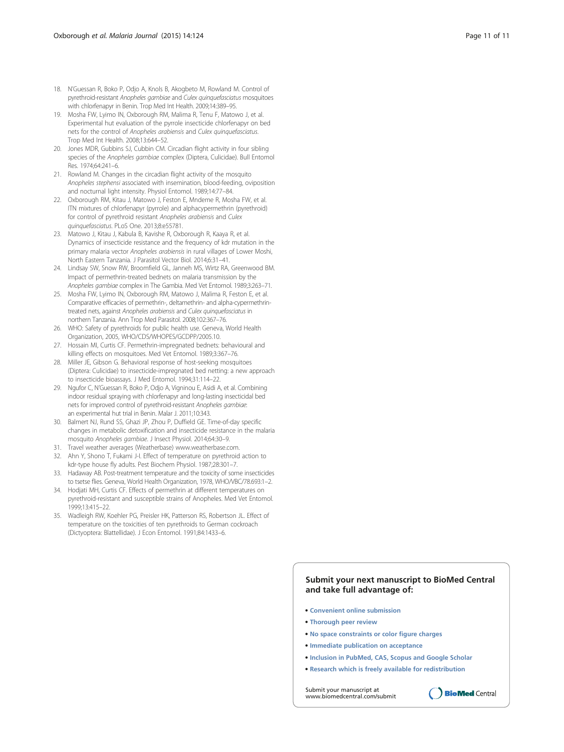18. N'Guessan R, Boko P, Odjo A, Knols B, Akogbeto M, Rowland M. Control of pyrethroid-resistant *Anopheles gambiae* and *Culex quinquefasciatus* mosquitoes with chlorfenapyr in Benin. Trop Med Int Health. 2009;14:389–95.
19. Mosha FW, Lyimo IN, Oxborough RM, Malima R, Tenu F, Matowo J, et al. Experimental hut evaluation of the pyrrole insecticide chlorfenapyr on bed nets for the control of *Anopheles arabiensis* and *Culex quinquefasciatus*. Trop Med Int Health. 2008;13:644–52.
20. Jones MDR, Gubbins SJ, Cubbin CM. Circadian flight activity in four sibling species of the *Anopheles gambiae* complex (Diptera, Culicidae). Bull Entomol Res. 1974;64:241–6.
21. Rowland M. Changes in the circadian flight activity of the mosquito *Anopheles stephensi* associated with insemination, blood-feeding, oviposition and nocturnal light intensity. Physiol Entomol. 1989;14:77–84.
22. Oxborough RM, Kitau J, Matowo J, Feston E, Mndeme R, Mosha FW, et al. ITN mixtures of chlorfenapyr (pyrrole) and alphacypermethrin (pyrethroid) for control of pyrethroid resistant *Anopheles arabiensis* and *Culex quinquefasciatus*. PLoS One. 2013;8:e55781.
23. Matowo J, Kitau J, Kabula B, Kavishe R, Oxborough R, Kaaya R, et al. Dynamics of insecticide resistance and the frequency of kdr mutation in the primary malaria vector *Anopheles arabiensis* in rural villages of Lower Moshi, North Eastern Tanzania. J Parasitol Vector Biol. 2014;6:31–41.
24. Lindsay SW, Snow RW, Broomfield GL, Janneh MS, Wirtz RA, Greenwood BM. Impact of permethrin-treated bednets on malaria transmission by the *Anopheles gambiae* complex in The Gambia. Med Vet Entomol. 1989;3:263–71.
25. Mosha FW, Lyimo IN, Oxborough RM, Matowo J, Malima R, Feston E, et al. Comparative efficacies of permethrin-, deltamethrin- and alpha-cypermethrin-treated nets, against *Anopheles arabiensis* and *Culex quinquefasciatus* in northern Tanzania. Ann Trop Med Parasitol. 2008;102:367–76.
26. WHO: Safety of pyrethroids for public health use. Geneva, World Health Organization, 2005, WHO/CDS/WHOPES/GCDPP/2005.10.
27. Hossain MI, Curtis CF. Permethrin-impregnated bednets: behavioural and killing effects on mosquitoes. Med Vet Entomol. 1989;3:367–76.
28. Miller JE, Gibson G. Behavioral response of host-seeking mosquitoes (Diptera: Culicidae) to insecticide-impregnated bed netting: a new approach to insecticide bioassays. J Med Entomol. 1994;31:114–22.
29. Ngufor C, N'Guessan R, Boko P, Odjo A, Vigninou E, Asidi A, et al. Combining indoor residual spraying with chlorfenapyr and long-lasting insecticidal bed nets for improved control of pyrethroid-resistant *Anopheles gambiae*: an experimental hut trial in Benin. Malar J. 2011;10:343.
30. Balmert NJ, Rund SS, Ghazi JP, Zhou P, Duffield GE. Time-of-day specific changes in metabolic detoxification and insecticide resistance in the malaria mosquito *Anopheles gambiae*. J Insect Physiol. 2014;64:30–9.
31. Travel weather averages (Weatherbase) www.weatherbase.com.
32. Ahn Y, Shono T, Fukami J-I. Effect of temperature on pyrethroid action to kdr-type house fly adults. Pest Biochem Physiol. 1987;28:301–7.
33. Hadaway AB. Post-treatment temperature and the toxicity of some insecticides to tsetse flies. Geneva, World Health Organization, 1978, WHO/VBC/78.693:1–2.
34. Hodjati MH, Curtis CF. Effects of permethrin at different temperatures on pyrethroid-resistant and susceptible strains of Anopheles. Med Vet Entomol. 1999;13:415–22.
35. Wadleigh RW, Koehler PG, Preisler HK, Patterson RS, Robertson JL. Effect of temperature on the toxicities of ten pyrethroids to German cockroach (Dictyoptera: Blattellidae). J Econ Entomol. 1991;84:1433–6.

**Submit your next manuscript to BioMed Central and take full advantage of:**

- **Convenient online submission**
- **Thorough peer review**
- **No space constraints or color figure charges**
- **Immediate publication on acceptance**
- **Inclusion in PubMed, CAS, Scopus and Google Scholar**
- **Research which is freely available for redistribution**

Submit your manuscript at
www.biomedcentral.com/submit

BioMed Central